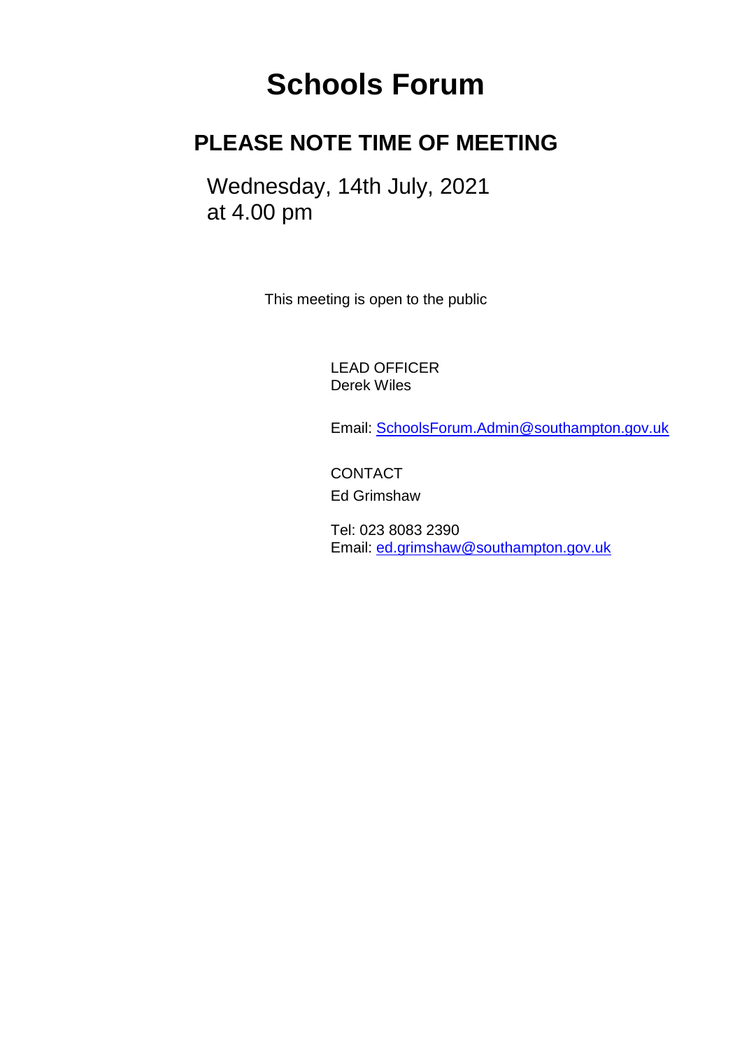# Schools Forum

## PLEASE NOTE TIME OF MEETING

Wednesday, 14th July, 2021
at 4.00 pm

This meeting is open to the public

LEAD OFFICER
Derek Wiles

Email: SchoolsForum.Admin@southampton.gov.uk

CONTACT
Ed Grimshaw

Tel: 023 8083 2390
Email: ed.grimshaw@southampton.gov.uk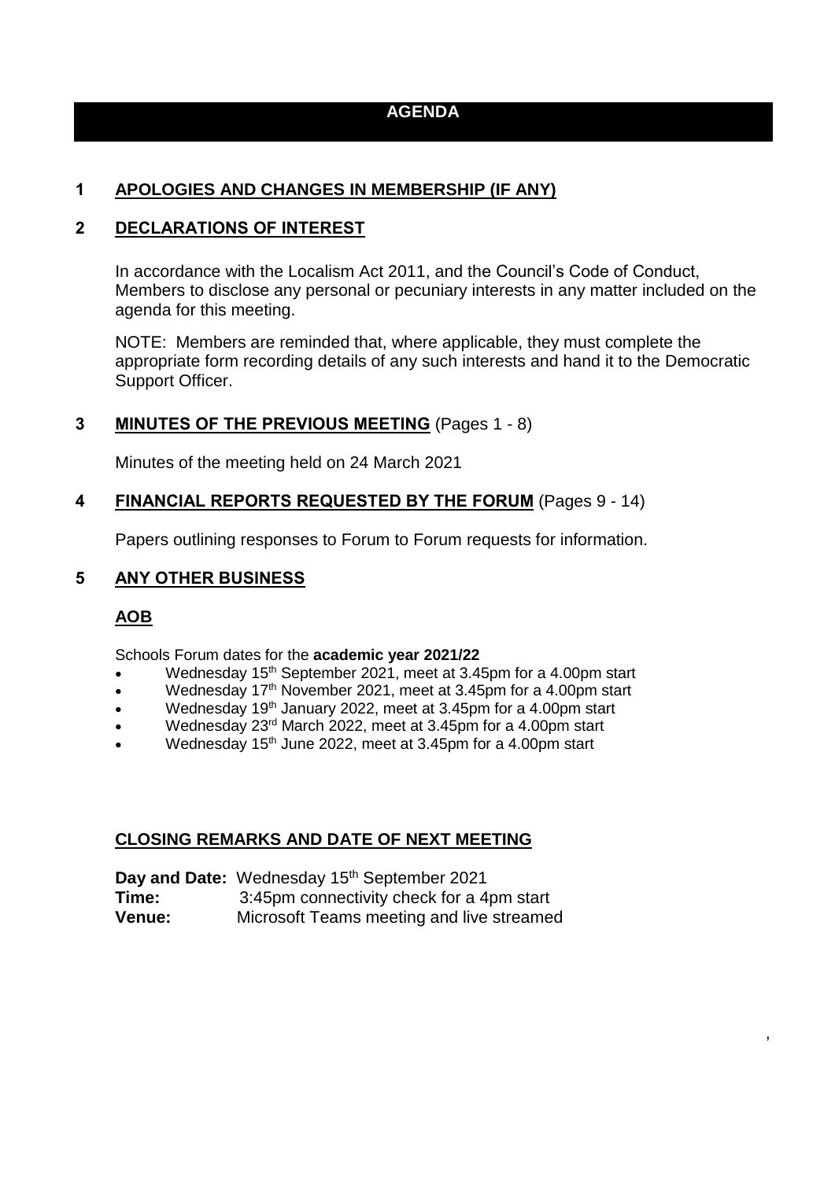# AGENDA

## 1 APOLOGIES AND CHANGES IN MEMBERSHIP (IF ANY)

## 2 DECLARATIONS OF INTEREST

In accordance with the Localism Act 2011, and the Council's Code of Conduct, Members to disclose any personal or pecuniary interests in any matter included on the agenda for this meeting.

NOTE: Members are reminded that, where applicable, they must complete the appropriate form recording details of any such interests and hand it to the Democratic Support Officer.

## 3 MINUTES OF THE PREVIOUS MEETING (Pages 1 - 8)

Minutes of the meeting held on 24 March 2021

## 4 FINANCIAL REPORTS REQUESTED BY THE FORUM (Pages 9 - 14)

Papers outlining responses to Forum to Forum requests for information.

## 5 ANY OTHER BUSINESS

### AOB

Schools Forum dates for the **academic year 2021/22**

- Wednesday 15th September 2021, meet at 3.45pm for a 4.00pm start
- Wednesday 17th November 2021, meet at 3.45pm for a 4.00pm start
- Wednesday 19th January 2022, meet at 3.45pm for a 4.00pm start
- Wednesday 23rd March 2022, meet at 3.45pm for a 4.00pm start
- Wednesday 15th June 2022, meet at 3.45pm for a 4.00pm start

## CLOSING REMARKS AND DATE OF NEXT MEETING

**Day and Date:** Wednesday 15th September 2021
**Time:** 3:45pm connectivity check for a 4pm start
**Venue:** Microsoft Teams meeting and live streamed